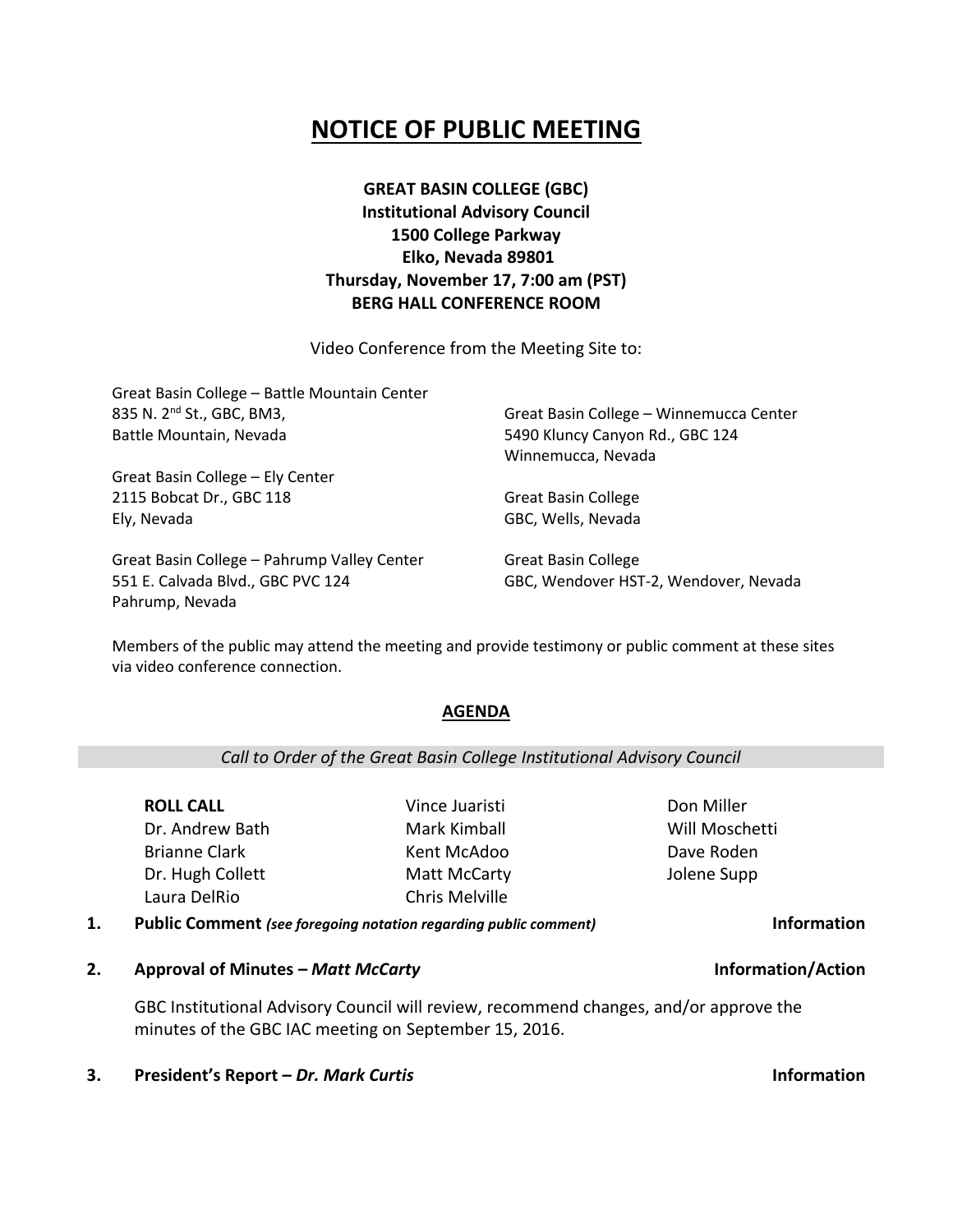# NOTICE OF PUBLIC MEETING

**GREAT BASIN COLLEGE (GBC)**
**Institutional Advisory Council**
**1500 College Parkway**
**Elko, Nevada 89801**
**Thursday, November 17, 7:00 am (PST)**
**BERG HALL CONFERENCE ROOM**

Video Conference from the Meeting Site to:

Great Basin College – Battle Mountain Center
835 N. 2nd St., GBC, BM3,
Battle Mountain, Nevada

Great Basin College – Ely Center
2115 Bobcat Dr., GBC 118
Ely, Nevada

Great Basin College – Pahrump Valley Center
551 E. Calvada Blvd., GBC PVC 124
Pahrump, Nevada

Great Basin College – Winnemucca Center
5490 Kluncy Canyon Rd., GBC 124
Winnemucca, Nevada

Great Basin College
GBC, Wells, Nevada

Great Basin College
GBC, Wendover HST-2, Wendover, Nevada

Members of the public may attend the meeting and provide testimony or public comment at these sites via video conference connection.

## AGENDA

*Call to Order of the Great Basin College Institutional Advisory Council*

**ROLL CALL**

- Dr. Andrew Bath
- Brianne Clark
- Dr. Hugh Collett
- Laura DelRio
- Vince Juaristi
- Mark Kimball
- Kent McAdoo
- Matt McCarty
- Chris Melville
- Don Miller
- Will Moschetti
- Dave Roden
- Jolene Supp

1. **Public Comment** *(see foregoing notation regarding public comment)* **Information**

2. **Approval of Minutes –** ***Matt McCarty*** **Information/Action**

   GBC Institutional Advisory Council will review, recommend changes, and/or approve the minutes of the GBC IAC meeting on September 15, 2016.

3. **President's Report –** ***Dr. Mark Curtis*** **Information**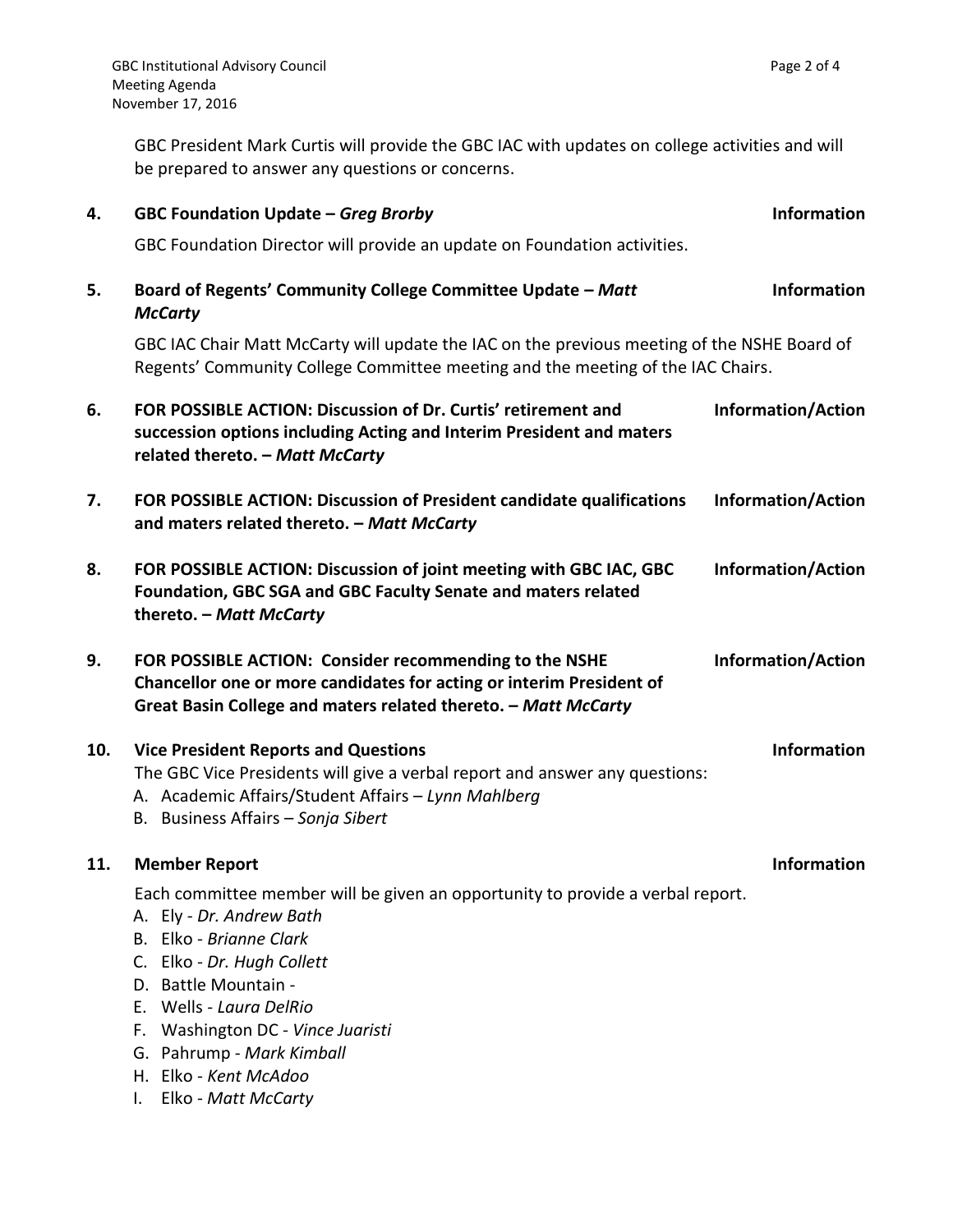GBC President Mark Curtis will provide the GBC IAC with updates on college activities and will be prepared to answer any questions or concerns.

**4. GBC Foundation Update – *Greg Brorby*** **Information**

GBC Foundation Director will provide an update on Foundation activities.

**5. Board of Regents' Community College Committee Update – *Matt McCarty*** **Information**

GBC IAC Chair Matt McCarty will update the IAC on the previous meeting of the NSHE Board of Regents' Community College Committee meeting and the meeting of the IAC Chairs.

**6. FOR POSSIBLE ACTION: Discussion of Dr. Curtis' retirement and succession options including Acting and Interim President and maters related thereto. – *Matt McCarty*** **Information/Action**

**7. FOR POSSIBLE ACTION: Discussion of President candidate qualifications and maters related thereto. – *Matt McCarty*** **Information/Action**

**8. FOR POSSIBLE ACTION: Discussion of joint meeting with GBC IAC, GBC Foundation, GBC SGA and GBC Faculty Senate and maters related thereto. – *Matt McCarty*** **Information/Action**

**9. FOR POSSIBLE ACTION: Consider recommending to the NSHE Chancellor one or more candidates for acting or interim President of Great Basin College and maters related thereto. – *Matt McCarty*** **Information/Action**

**10. Vice President Reports and Questions** **Information**

The GBC Vice Presidents will give a verbal report and answer any questions:

A. Academic Affairs/Student Affairs – *Lynn Mahlberg*
B. Business Affairs – *Sonja Sibert*

**11. Member Report** **Information**

Each committee member will be given an opportunity to provide a verbal report.

A. Ely - *Dr. Andrew Bath*
B. Elko - *Brianne Clark*
C. Elko - *Dr. Hugh Collett*
D. Battle Mountain -
E. Wells - *Laura DelRio*
F. Washington DC - *Vince Juaristi*
G. Pahrump - *Mark Kimball*
H. Elko - *Kent McAdoo*
I. Elko - *Matt McCarty*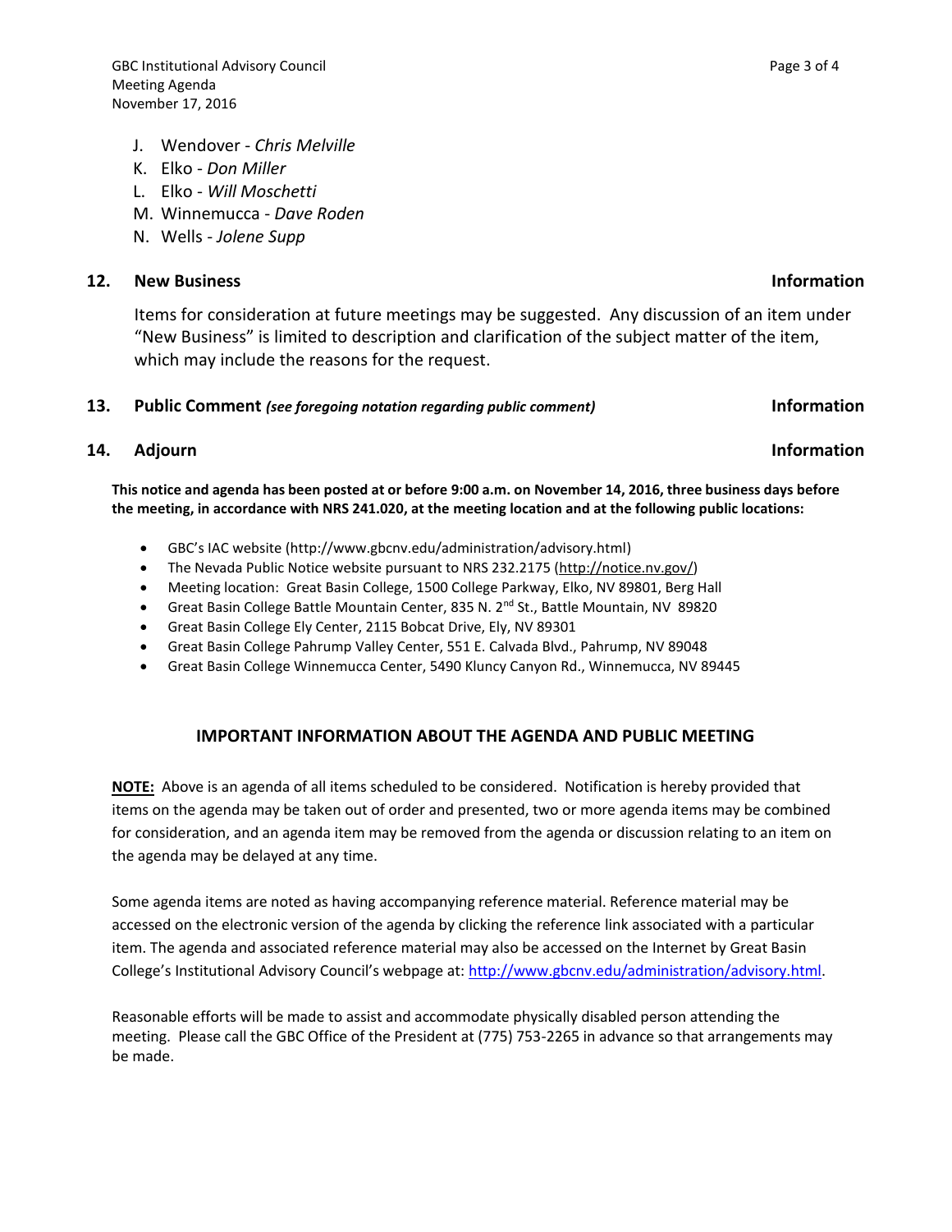J. Wendover - *Chris Melville*
K. Elko - *Don Miller*
L. Elko - *Will Moschetti*
M. Winnemucca - *Dave Roden*
N. Wells - *Jolene Supp*

**12. New Business** **Information**

Items for consideration at future meetings may be suggested. Any discussion of an item under "New Business" is limited to description and clarification of the subject matter of the item, which may include the reasons for the request.

**13. Public Comment** ***(see foregoing notation regarding public comment)*** **Information**

**14. Adjourn** **Information**

**This notice and agenda has been posted at or before 9:00 a.m. on November 14, 2016, three business days before the meeting, in accordance with NRS 241.020, at the meeting location and at the following public locations:**

- GBC's IAC website (http://www.gbcnv.edu/administration/advisory.html)
- The Nevada Public Notice website pursuant to NRS 232.2175 (http://notice.nv.gov/)
- Meeting location: Great Basin College, 1500 College Parkway, Elko, NV 89801, Berg Hall
- Great Basin College Battle Mountain Center, 835 N. 2nd St., Battle Mountain, NV 89820
- Great Basin College Ely Center, 2115 Bobcat Drive, Ely, NV 89301
- Great Basin College Pahrump Valley Center, 551 E. Calvada Blvd., Pahrump, NV 89048
- Great Basin College Winnemucca Center, 5490 Kluncy Canyon Rd., Winnemucca, NV 89445

## IMPORTANT INFORMATION ABOUT THE AGENDA AND PUBLIC MEETING

**NOTE:** Above is an agenda of all items scheduled to be considered. Notification is hereby provided that items on the agenda may be taken out of order and presented, two or more agenda items may be combined for consideration, and an agenda item may be removed from the agenda or discussion relating to an item on the agenda may be delayed at any time.

Some agenda items are noted as having accompanying reference material. Reference material may be accessed on the electronic version of the agenda by clicking the reference link associated with a particular item. The agenda and associated reference material may also be accessed on the Internet by Great Basin College's Institutional Advisory Council's webpage at: http://www.gbcnv.edu/administration/advisory.html.

Reasonable efforts will be made to assist and accommodate physically disabled person attending the meeting. Please call the GBC Office of the President at (775) 753-2265 in advance so that arrangements may be made.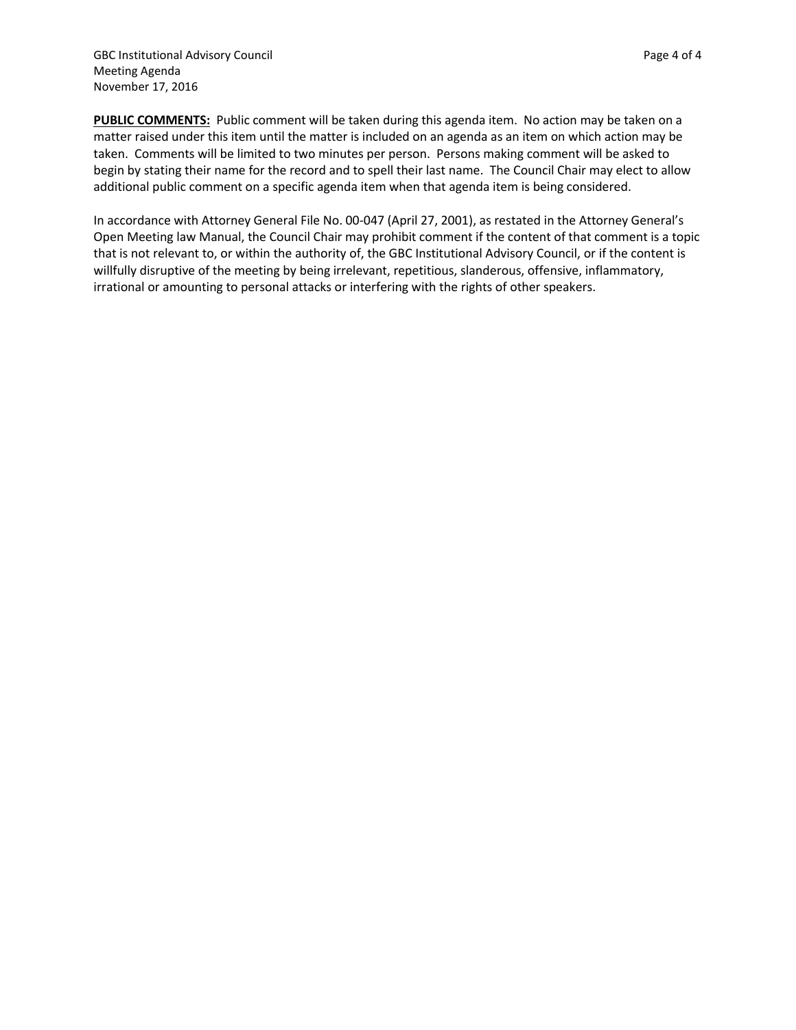**PUBLIC COMMENTS:** Public comment will be taken during this agenda item. No action may be taken on a matter raised under this item until the matter is included on an agenda as an item on which action may be taken. Comments will be limited to two minutes per person. Persons making comment will be asked to begin by stating their name for the record and to spell their last name. The Council Chair may elect to allow additional public comment on a specific agenda item when that agenda item is being considered.

In accordance with Attorney General File No. 00-047 (April 27, 2001), as restated in the Attorney General's Open Meeting law Manual, the Council Chair may prohibit comment if the content of that comment is a topic that is not relevant to, or within the authority of, the GBC Institutional Advisory Council, or if the content is willfully disruptive of the meeting by being irrelevant, repetitious, slanderous, offensive, inflammatory, irrational or amounting to personal attacks or interfering with the rights of other speakers.